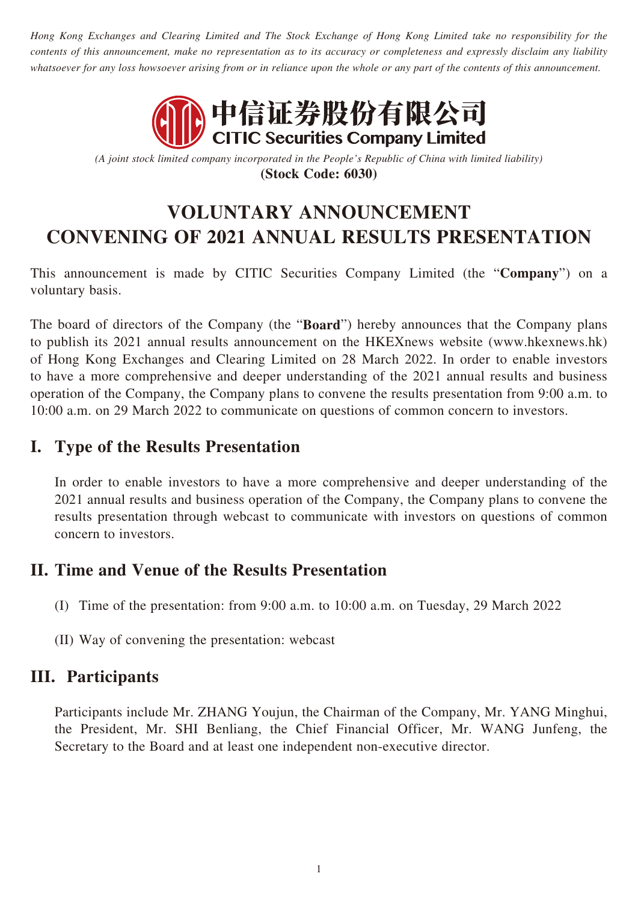*Hong Kong Exchanges and Clearing Limited and The Stock Exchange of Hong Kong Limited take no responsibility for the contents of this announcement, make no representation as to its accuracy or completeness and expressly disclaim any liability whatsoever for any loss howsoever arising from or in reliance upon the whole or any part of the contents of this announcement.*

**中信证券股份有限公司**
**CITIC Securities Company Limited**

*(A joint stock limited company incorporated in the People's Republic of China with limited liability)*
**(Stock Code: 6030)**

# VOLUNTARY ANNOUNCEMENT CONVENING OF 2021 ANNUAL RESULTS PRESENTATION

This announcement is made by CITIC Securities Company Limited (the "**Company**") on a voluntary basis.

The board of directors of the Company (the "**Board**") hereby announces that the Company plans to publish its 2021 annual results announcement on the HKEXnews website (www.hkexnews.hk) of Hong Kong Exchanges and Clearing Limited on 28 March 2022. In order to enable investors to have a more comprehensive and deeper understanding of the 2021 annual results and business operation of the Company, the Company plans to convene the results presentation from 9:00 a.m. to 10:00 a.m. on 29 March 2022 to communicate on questions of common concern to investors.

## I. Type of the Results Presentation

In order to enable investors to have a more comprehensive and deeper understanding of the 2021 annual results and business operation of the Company, the Company plans to convene the results presentation through webcast to communicate with investors on questions of common concern to investors.

## II. Time and Venue of the Results Presentation

(I) Time of the presentation: from 9:00 a.m. to 10:00 a.m. on Tuesday, 29 March 2022

(II) Way of convening the presentation: webcast

## III. Participants

Participants include Mr. ZHANG Youjun, the Chairman of the Company, Mr. YANG Minghui, the President, Mr. SHI Benliang, the Chief Financial Officer, Mr. WANG Junfeng, the Secretary to the Board and at least one independent non-executive director.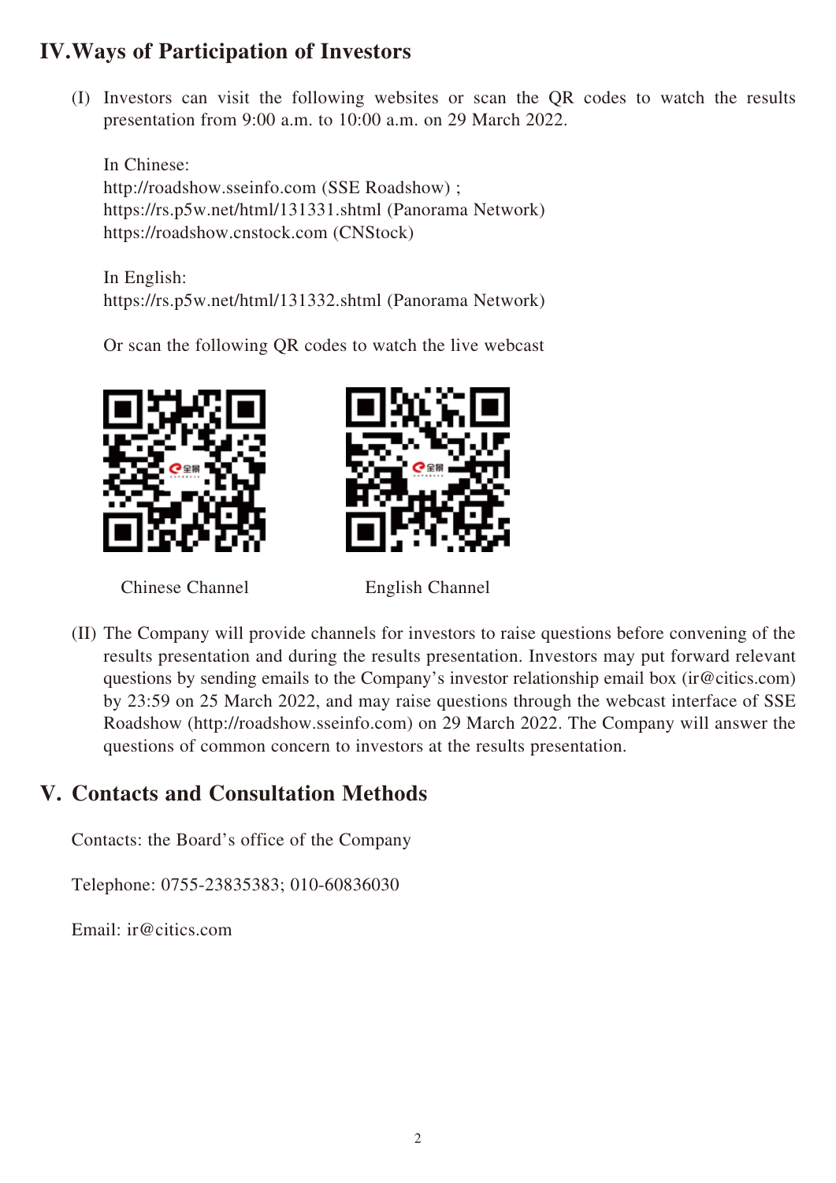## IV. Ways of Participation of Investors

(I) Investors can visit the following websites or scan the QR codes to watch the results presentation from 9:00 a.m. to 10:00 a.m. on 29 March 2022.

In Chinese:
http://roadshow.sseinfo.com (SSE Roadshow) ;
https://rs.p5w.net/html/131331.shtml (Panorama Network)
https://roadshow.cnstock.com (CNStock)

In English:
https://rs.p5w.net/html/131332.shtml (Panorama Network)

Or scan the following QR codes to watch the live webcast

Chinese Channel English Channel

(II) The Company will provide channels for investors to raise questions before convening of the results presentation and during the results presentation. Investors may put forward relevant questions by sending emails to the Company's investor relationship email box (ir@citics.com) by 23:59 on 25 March 2022, and may raise questions through the webcast interface of SSE Roadshow (http://roadshow.sseinfo.com) on 29 March 2022. The Company will answer the questions of common concern to investors at the results presentation.

## V. Contacts and Consultation Methods

Contacts: the Board's office of the Company

Telephone: 0755-23835383; 010-60836030

Email: ir@citics.com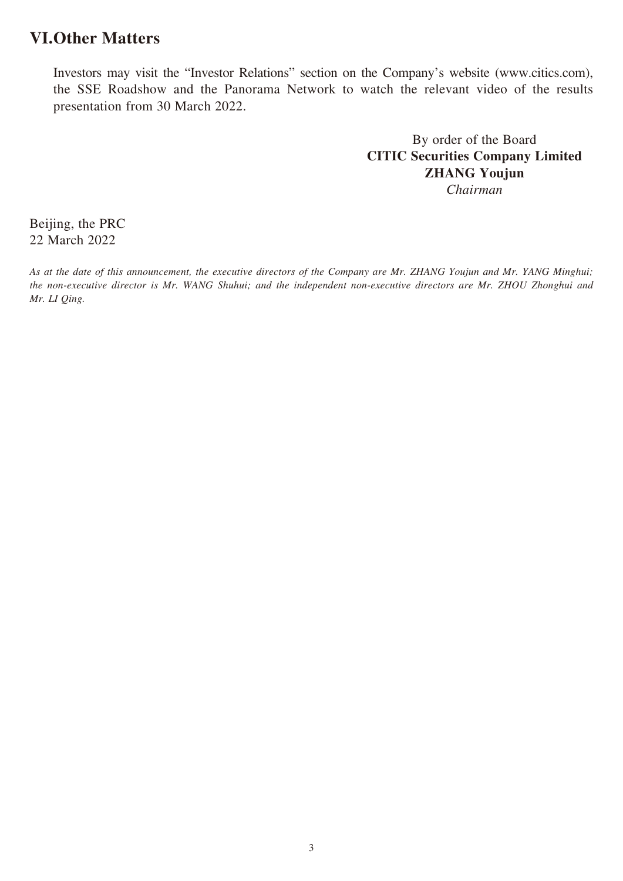## VI. Other Matters

Investors may visit the "Investor Relations" section on the Company's website (www.citics.com), the SSE Roadshow and the Panorama Network to watch the relevant video of the results presentation from 30 March 2022.

By order of the Board
**CITIC Securities Company Limited**
**ZHANG Youjun**
*Chairman*

Beijing, the PRC
22 March 2022

*As at the date of this announcement, the executive directors of the Company are Mr. ZHANG Youjun and Mr. YANG Minghui; the non-executive director is Mr. WANG Shuhui; and the independent non-executive directors are Mr. ZHOU Zhonghui and Mr. LI Qing.*